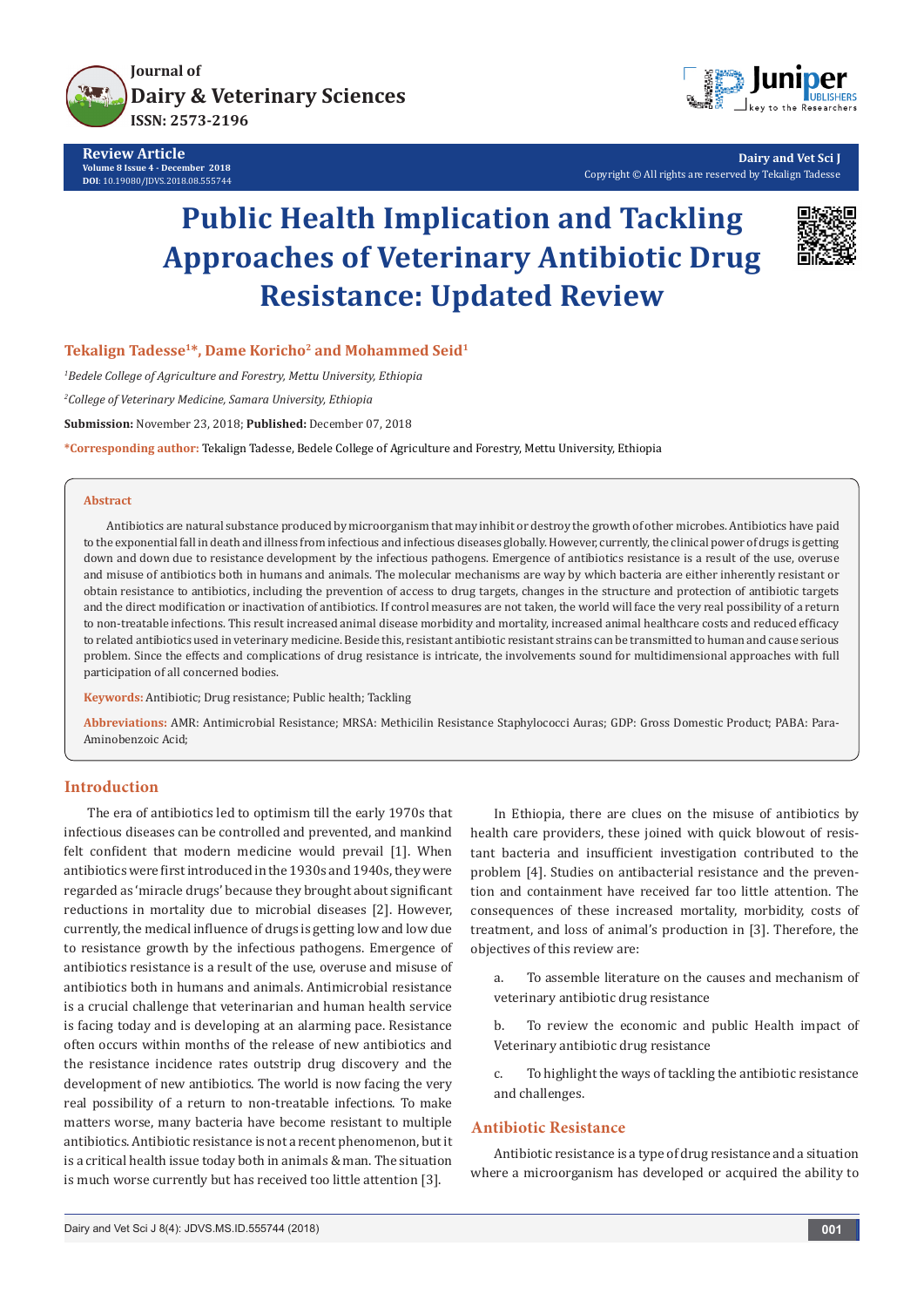Journal of
Dairy & Veterinary Sciences
ISSN: 2573-2196

**Review Article**
Volume 8 Issue 4 - December 2018
DOI: 10.19080/JDVS.2018.08.555744

Dairy and Vet Sci J
Copyright © All rights are reserved by Tekalign Tadesse

# Public Health Implication and Tackling Approaches of Veterinary Antibiotic Drug Resistance: Updated Review

**Tekalign Tadesse[1]*, Dame Koricho[2] and Mohammed Seid[1]**

[1]*Bedele College of Agriculture and Forestry, Mettu University, Ethiopia*

[2]*College of Veterinary Medicine, Samara University, Ethiopia*

**Submission:** November 23, 2018; **Published:** December 07, 2018

***Corresponding author:** Tekalign Tadesse, Bedele College of Agriculture and Forestry, Mettu University, Ethiopia

## Abstract

Antibiotics are natural substance produced by microorganism that may inhibit or destroy the growth of other microbes. Antibiotics have paid to the exponential fall in death and illness from infectious and infectious diseases globally. However, currently, the clinical power of drugs is getting down and down due to resistance development by the infectious pathogens. Emergence of antibiotics resistance is a result of the use, overuse and misuse of antibiotics both in humans and animals. The molecular mechanisms are way by which bacteria are either inherently resistant or obtain resistance to antibiotics, including the prevention of access to drug targets, changes in the structure and protection of antibiotic targets and the direct modification or inactivation of antibiotics. If control measures are not taken, the world will face the very real possibility of a return to non-treatable infections. This result increased animal disease morbidity and mortality, increased animal healthcare costs and reduced efficacy to related antibiotics used in veterinary medicine. Beside this, resistant antibiotic resistant strains can be transmitted to human and cause serious problem. Since the effects and complications of drug resistance is intricate, the involvements sound for multidimensional approaches with full participation of all concerned bodies.

**Keywords:** Antibiotic; Drug resistance; Public health; Tackling

**Abbreviations:** AMR: Antimicrobial Resistance; MRSA: Methicilin Resistance Staphylococci Auras; GDP: Gross Domestic Product; PABA: Para-Aminobenzoic Acid;

## Introduction

The era of antibiotics led to optimism till the early 1970s that infectious diseases can be controlled and prevented, and mankind felt confident that modern medicine would prevail [1]. When antibiotics were first introduced in the 1930s and 1940s, they were regarded as 'miracle drugs' because they brought about significant reductions in mortality due to microbial diseases [2]. However, currently, the medical influence of drugs is getting low and low due to resistance growth by the infectious pathogens. Emergence of antibiotics resistance is a result of the use, overuse and misuse of antibiotics both in humans and animals. Antimicrobial resistance is a crucial challenge that veterinarian and human health service is facing today and is developing at an alarming pace. Resistance often occurs within months of the release of new antibiotics and the resistance incidence rates outstrip drug discovery and the development of new antibiotics. The world is now facing the very real possibility of a return to non-treatable infections. To make matters worse, many bacteria have become resistant to multiple antibiotics. Antibiotic resistance is not a recent phenomenon, but it is a critical health issue today both in animals & man. The situation is much worse currently but has received too little attention [3].

In Ethiopia, there are clues on the misuse of antibiotics by health care providers, these joined with quick blowout of resistant bacteria and insufficient investigation contributed to the problem [4]. Studies on antibacterial resistance and the prevention and containment have received far too little attention. The consequences of these increased mortality, morbidity, costs of treatment, and loss of animal's production in [3]. Therefore, the objectives of this review are:

a. To assemble literature on the causes and mechanism of veterinary antibiotic drug resistance

b. To review the economic and public Health impact of Veterinary antibiotic drug resistance

c. To highlight the ways of tackling the antibiotic resistance and challenges.

## Antibiotic Resistance

Antibiotic resistance is a type of drug resistance and a situation where a microorganism has developed or acquired the ability to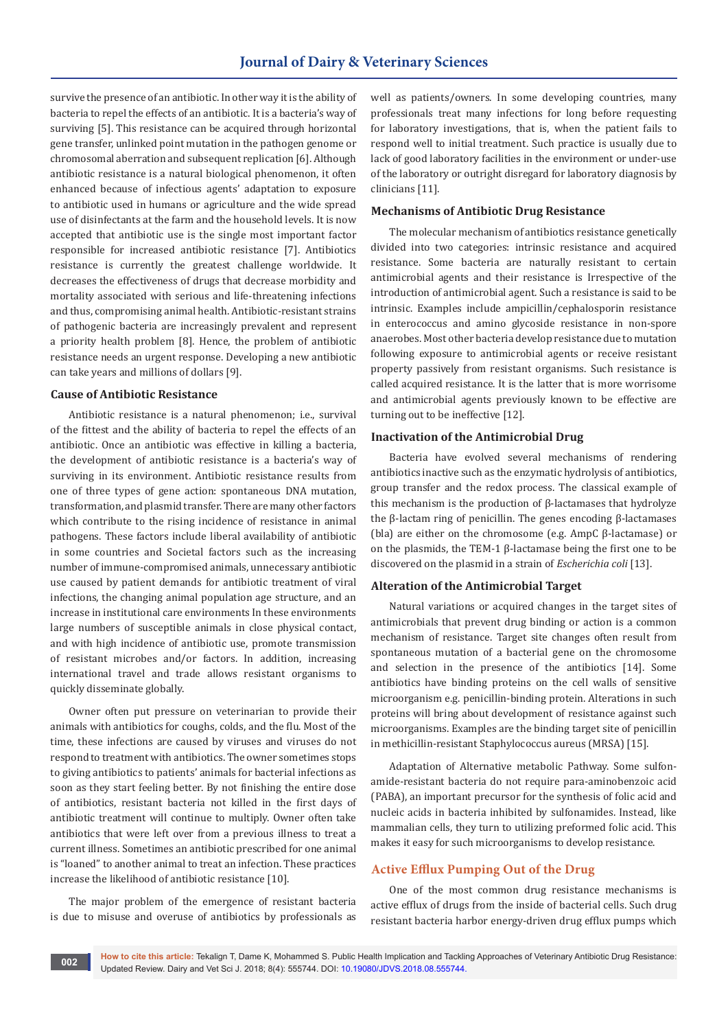survive the presence of an antibiotic. In other way it is the ability of bacteria to repel the effects of an antibiotic. It is a bacteria's way of surviving [5]. This resistance can be acquired through horizontal gene transfer, unlinked point mutation in the pathogen genome or chromosomal aberration and subsequent replication [6]. Although antibiotic resistance is a natural biological phenomenon, it often enhanced because of infectious agents' adaptation to exposure to antibiotic used in humans or agriculture and the wide spread use of disinfectants at the farm and the household levels. It is now accepted that antibiotic use is the single most important factor responsible for increased antibiotic resistance [7]. Antibiotics resistance is currently the greatest challenge worldwide. It decreases the effectiveness of drugs that decrease morbidity and mortality associated with serious and life-threatening infections and thus, compromising animal health. Antibiotic-resistant strains of pathogenic bacteria are increasingly prevalent and represent a priority health problem [8]. Hence, the problem of antibiotic resistance needs an urgent response. Developing a new antibiotic can take years and millions of dollars [9].

## Cause of Antibiotic Resistance

Antibiotic resistance is a natural phenomenon; i.e., survival of the fittest and the ability of bacteria to repel the effects of an antibiotic. Once an antibiotic was effective in killing a bacteria, the development of antibiotic resistance is a bacteria's way of surviving in its environment. Antibiotic resistance results from one of three types of gene action: spontaneous DNA mutation, transformation, and plasmid transfer. There are many other factors which contribute to the rising incidence of resistance in animal pathogens. These factors include liberal availability of antibiotic in some countries and Societal factors such as the increasing number of immune-compromised animals, unnecessary antibiotic use caused by patient demands for antibiotic treatment of viral infections, the changing animal population age structure, and an increase in institutional care environments In these environments large numbers of susceptible animals in close physical contact, and with high incidence of antibiotic use, promote transmission of resistant microbes and/or factors. In addition, increasing international travel and trade allows resistant organisms to quickly disseminate globally.

Owner often put pressure on veterinarian to provide their animals with antibiotics for coughs, colds, and the flu. Most of the time, these infections are caused by viruses and viruses do not respond to treatment with antibiotics. The owner sometimes stops to giving antibiotics to patients' animals for bacterial infections as soon as they start feeling better. By not finishing the entire dose of antibiotics, resistant bacteria not killed in the first days of antibiotic treatment will continue to multiply. Owner often take antibiotics that were left over from a previous illness to treat a current illness. Sometimes an antibiotic prescribed for one animal is "loaned" to another animal to treat an infection. These practices increase the likelihood of antibiotic resistance [10].

The major problem of the emergence of resistant bacteria is due to misuse and overuse of antibiotics by professionals as well as patients/owners. In some developing countries, many professionals treat many infections for long before requesting for laboratory investigations, that is, when the patient fails to respond well to initial treatment. Such practice is usually due to lack of good laboratory facilities in the environment or under-use of the laboratory or outright disregard for laboratory diagnosis by clinicians [11].

## Mechanisms of Antibiotic Drug Resistance

The molecular mechanism of antibiotics resistance genetically divided into two categories: intrinsic resistance and acquired resistance. Some bacteria are naturally resistant to certain antimicrobial agents and their resistance is Irrespective of the introduction of antimicrobial agent. Such a resistance is said to be intrinsic. Examples include ampicillin/cephalosporin resistance in enterococcus and amino glycoside resistance in non-spore anaerobes. Most other bacteria develop resistance due to mutation following exposure to antimicrobial agents or receive resistant property passively from resistant organisms. Such resistance is called acquired resistance. It is the latter that is more worrisome and antimicrobial agents previously known to be effective are turning out to be ineffective [12].

## Inactivation of the Antimicrobial Drug

Bacteria have evolved several mechanisms of rendering antibiotics inactive such as the enzymatic hydrolysis of antibiotics, group transfer and the redox process. The classical example of this mechanism is the production of β-lactamases that hydrolyze the β-lactam ring of penicillin. The genes encoding β-lactamases (bla) are either on the chromosome (e.g. AmpC β-lactamase) or on the plasmids, the TEM-1 β-lactamase being the first one to be discovered on the plasmid in a strain of *Escherichia coli* [13].

## Alteration of the Antimicrobial Target

Natural variations or acquired changes in the target sites of antimicrobials that prevent drug binding or action is a common mechanism of resistance. Target site changes often result from spontaneous mutation of a bacterial gene on the chromosome and selection in the presence of the antibiotics [14]. Some antibiotics have binding proteins on the cell walls of sensitive microorganism e.g. penicillin-binding protein. Alterations in such proteins will bring about development of resistance against such microorganisms. Examples are the binding target site of penicillin in methicillin-resistant Staphylococcus aureus (MRSA) [15].

Adaptation of Alternative metabolic Pathway. Some sulfonamide-resistant bacteria do not require para-aminobenzoic acid (PABA), an important precursor for the synthesis of folic acid and nucleic acids in bacteria inhibited by sulfonamides. Instead, like mammalian cells, they turn to utilizing preformed folic acid. This makes it easy for such microorganisms to develop resistance.

## Active Efflux Pumping Out of the Drug

One of the most common drug resistance mechanisms is active efflux of drugs from the inside of bacterial cells. Such drug resistant bacteria harbor energy-driven drug efflux pumps which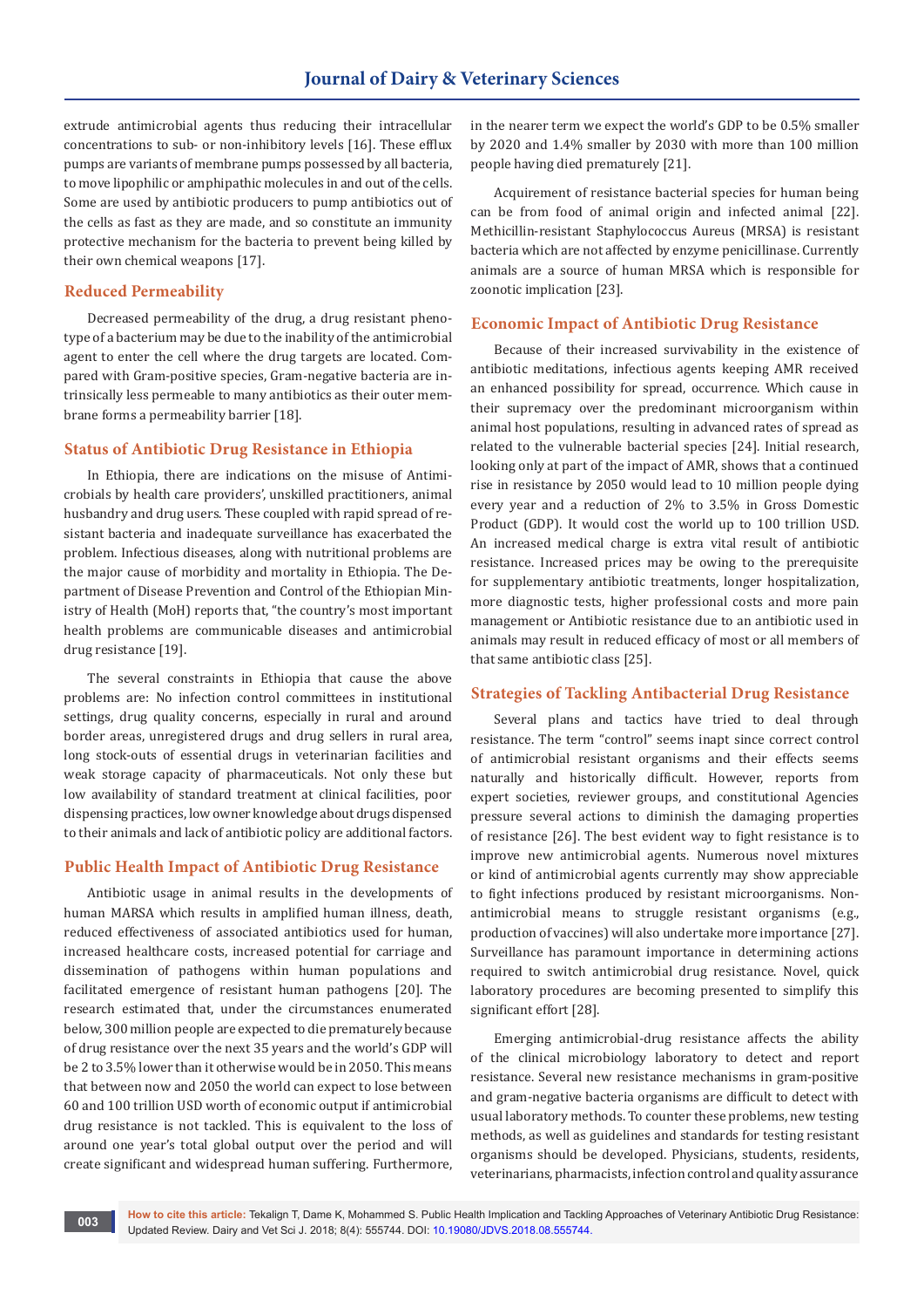extrude antimicrobial agents thus reducing their intracellular concentrations to sub- or non-inhibitory levels [16]. These efflux pumps are variants of membrane pumps possessed by all bacteria, to move lipophilic or amphipathic molecules in and out of the cells. Some are used by antibiotic producers to pump antibiotics out of the cells as fast as they are made, and so constitute an immunity protective mechanism for the bacteria to prevent being killed by their own chemical weapons [17].

## Reduced Permeability

Decreased permeability of the drug, a drug resistant phenotype of a bacterium may be due to the inability of the antimicrobial agent to enter the cell where the drug targets are located. Compared with Gram-positive species, Gram-negative bacteria are intrinsically less permeable to many antibiotics as their outer membrane forms a permeability barrier [18].

## Status of Antibiotic Drug Resistance in Ethiopia

In Ethiopia, there are indications on the misuse of Antimicrobials by health care providers', unskilled practitioners, animal husbandry and drug users. These coupled with rapid spread of resistant bacteria and inadequate surveillance has exacerbated the problem. Infectious diseases, along with nutritional problems are the major cause of morbidity and mortality in Ethiopia. The Department of Disease Prevention and Control of the Ethiopian Ministry of Health (MoH) reports that, "the country's most important health problems are communicable diseases and antimicrobial drug resistance [19].

The several constraints in Ethiopia that cause the above problems are: No infection control committees in institutional settings, drug quality concerns, especially in rural and around border areas, unregistered drugs and drug sellers in rural area, long stock-outs of essential drugs in veterinarian facilities and weak storage capacity of pharmaceuticals. Not only these but low availability of standard treatment at clinical facilities, poor dispensing practices, low owner knowledge about drugs dispensed to their animals and lack of antibiotic policy are additional factors.

## Public Health Impact of Antibiotic Drug Resistance

Antibiotic usage in animal results in the developments of human MARSA which results in amplified human illness, death, reduced effectiveness of associated antibiotics used for human, increased healthcare costs, increased potential for carriage and dissemination of pathogens within human populations and facilitated emergence of resistant human pathogens [20]. The research estimated that, under the circumstances enumerated below, 300 million people are expected to die prematurely because of drug resistance over the next 35 years and the world's GDP will be 2 to 3.5% lower than it otherwise would be in 2050. This means that between now and 2050 the world can expect to lose between 60 and 100 trillion USD worth of economic output if antimicrobial drug resistance is not tackled. This is equivalent to the loss of around one year's total global output over the period and will create significant and widespread human suffering. Furthermore, in the nearer term we expect the world's GDP to be 0.5% smaller by 2020 and 1.4% smaller by 2030 with more than 100 million people having died prematurely [21].

Acquirement of resistance bacterial species for human being can be from food of animal origin and infected animal [22]. Methicillin-resistant Staphylococcus Aureus (MRSA) is resistant bacteria which are not affected by enzyme penicillinase. Currently animals are a source of human MRSA which is responsible for zoonotic implication [23].

## Economic Impact of Antibiotic Drug Resistance

Because of their increased survivability in the existence of antibiotic meditations, infectious agents keeping AMR received an enhanced possibility for spread, occurrence. Which cause in their supremacy over the predominant microorganism within animal host populations, resulting in advanced rates of spread as related to the vulnerable bacterial species [24]. Initial research, looking only at part of the impact of AMR, shows that a continued rise in resistance by 2050 would lead to 10 million people dying every year and a reduction of 2% to 3.5% in Gross Domestic Product (GDP). It would cost the world up to 100 trillion USD. An increased medical charge is extra vital result of antibiotic resistance. Increased prices may be owing to the prerequisite for supplementary antibiotic treatments, longer hospitalization, more diagnostic tests, higher professional costs and more pain management or Antibiotic resistance due to an antibiotic used in animals may result in reduced efficacy of most or all members of that same antibiotic class [25].

## Strategies of Tackling Antibacterial Drug Resistance

Several plans and tactics have tried to deal through resistance. The term "control" seems inapt since correct control of antimicrobial resistant organisms and their effects seems naturally and historically difficult. However, reports from expert societies, reviewer groups, and constitutional Agencies pressure several actions to diminish the damaging properties of resistance [26]. The best evident way to fight resistance is to improve new antimicrobial agents. Numerous novel mixtures or kind of antimicrobial agents currently may show appreciable to fight infections produced by resistant microorganisms. Non-antimicrobial means to struggle resistant organisms (e.g., production of vaccines) will also undertake more importance [27]. Surveillance has paramount importance in determining actions required to switch antimicrobial drug resistance. Novel, quick laboratory procedures are becoming presented to simplify this significant effort [28].

Emerging antimicrobial-drug resistance affects the ability of the clinical microbiology laboratory to detect and report resistance. Several new resistance mechanisms in gram-positive and gram-negative bacteria organisms are difficult to detect with usual laboratory methods. To counter these problems, new testing methods, as well as guidelines and standards for testing resistant organisms should be developed. Physicians, students, residents, veterinarians, pharmacists, infection control and quality assurance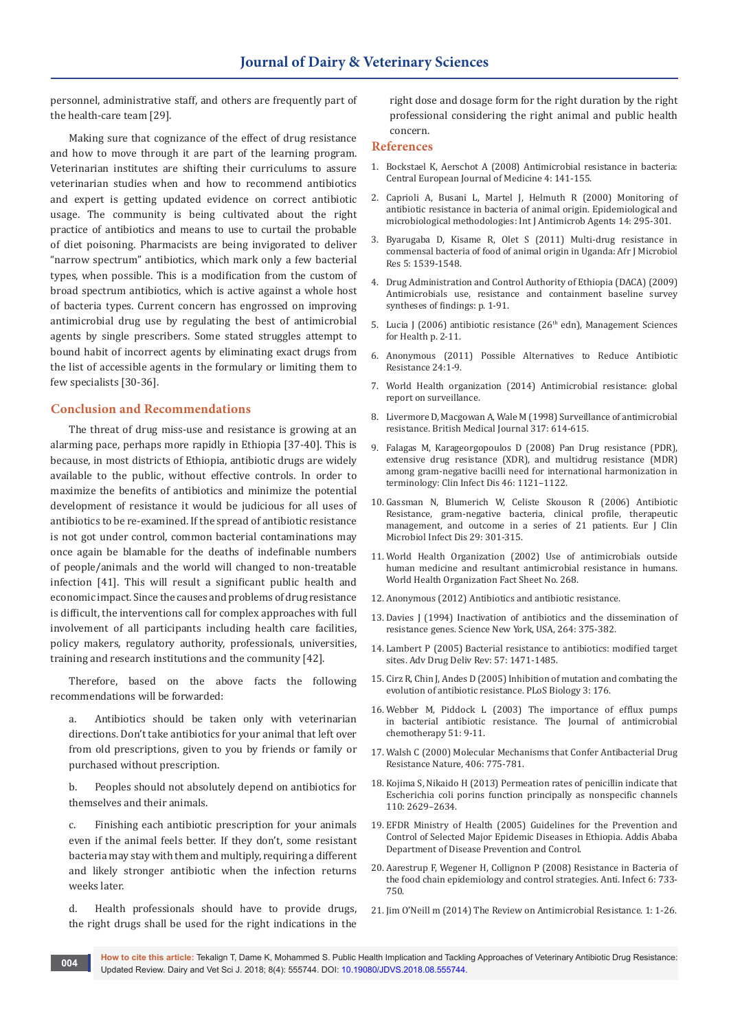personnel, administrative staff, and others are frequently part of the health-care team [29].

Making sure that cognizance of the effect of drug resistance and how to move through it are part of the learning program. Veterinarian institutes are shifting their curriculums to assure veterinarian studies when and how to recommend antibiotics and expert is getting updated evidence on correct antibiotic usage. The community is being cultivated about the right practice of antibiotics and means to use to curtail the probable of diet poisoning. Pharmacists are being invigorated to deliver "narrow spectrum" antibiotics, which mark only a few bacterial types, when possible. This is a modification from the custom of broad spectrum antibiotics, which is active against a whole host of bacteria types. Current concern has engrossed on improving antimicrobial drug use by regulating the best of antimicrobial agents by single prescribers. Some stated struggles attempt to bound habit of incorrect agents by eliminating exact drugs from the list of accessible agents in the formulary or limiting them to few specialists [30-36].

## Conclusion and Recommendations

The threat of drug miss-use and resistance is growing at an alarming pace, perhaps more rapidly in Ethiopia [37-40]. This is because, in most districts of Ethiopia, antibiotic drugs are widely available to the public, without effective controls. In order to maximize the benefits of antibiotics and minimize the potential development of resistance it would be judicious for all uses of antibiotics to be re-examined. If the spread of antibiotic resistance is not got under control, common bacterial contaminations may once again be blamable for the deaths of indefinable numbers of people/animals and the world will changed to non-treatable infection [41]. This will result a significant public health and economic impact. Since the causes and problems of drug resistance is difficult, the interventions call for complex approaches with full involvement of all participants including health care facilities, policy makers, regulatory authority, professionals, universities, training and research institutions and the community [42].

Therefore, based on the above facts the following recommendations will be forwarded:

a. Antibiotics should be taken only with veterinarian directions. Don't take antibiotics for your animal that left over from old prescriptions, given to you by friends or family or purchased without prescription.

b. Peoples should not absolutely depend on antibiotics for themselves and their animals.

c. Finishing each antibiotic prescription for your animals even if the animal feels better. If they don't, some resistant bacteria may stay with them and multiply, requiring a different and likely stronger antibiotic when the infection returns weeks later.

d. Health professionals should have to provide drugs, the right drugs shall be used for the right indications in the right dose and dosage form for the right duration by the right professional considering the right animal and public health concern.

## References

1. Bockstael K, Aerschot A (2008) Antimicrobial resistance in bacteria: Central European Journal of Medicine 4: 141-155.
2. Caprioli A, Busani L, Martel J, Helmuth R (2000) Monitoring of antibiotic resistance in bacteria of animal origin. Epidemiological and microbiological methodologies: Int J Antimicrob Agents 14: 295-301.
3. Byarugaba D, Kisame R, Olet S (2011) Multi-drug resistance in commensal bacteria of food of animal origin in Uganda: Afr J Microbiol Res 5: 1539-1548.
4. Drug Administration and Control Authority of Ethiopia (DACA) (2009) Antimicrobials use, resistance and containment baseline survey syntheses of findings: p. 1-91.
5. Lucia J (2006) antibiotic resistance (26th edn), Management Sciences for Health p. 2-11.
6. Anonymous (2011) Possible Alternatives to Reduce Antibiotic Resistance 24:1-9.
7. World Health organization (2014) Antimicrobial resistance: global report on surveillance.
8. Livermore D, Macgowan A, Wale M (1998) Surveillance of antimicrobial resistance. British Medical Journal 317: 614-615.
9. Falagas M, Karageorgopoulos D (2008) Pan Drug resistance (PDR), extensive drug resistance (XDR), and multidrug resistance (MDR) among gram-negative bacilli need for international harmonization in terminology: Clin Infect Dis 46: 1121–1122.
10. Gassman N, Blumerich W, Celiste Skouson R (2006) Antibiotic Resistance, gram-negative bacteria, clinical profile, therapeutic management, and outcome in a series of 21 patients. Eur J Clin Microbiol Infect Dis 29: 301-315.
11. World Health Organization (2002) Use of antimicrobials outside human medicine and resultant antimicrobial resistance in humans. World Health Organization Fact Sheet No. 268.
12. Anonymous (2012) Antibiotics and antibiotic resistance.
13. Davies J (1994) Inactivation of antibiotics and the dissemination of resistance genes. Science New York, USA, 264: 375-382.
14. Lambert P (2005) Bacterial resistance to antibiotics: modified target sites. Adv Drug Deliv Rev: 57: 1471-1485.
15. Cirz R, Chin J, Andes D (2005) Inhibition of mutation and combating the evolution of antibiotic resistance. PLoS Biology 3: 176.
16. Webber M, Piddock L (2003) The importance of efflux pumps in bacterial antibiotic resistance. The Journal of antimicrobial chemotherapy 51: 9-11.
17. Walsh C (2000) Molecular Mechanisms that Confer Antibacterial Drug Resistance Nature, 406: 775-781.
18. Kojima S, Nikaido H (2013) Permeation rates of penicillin indicate that Escherichia coli porins function principally as nonspecific channels 110: 2629–2634.
19. EFDR Ministry of Health (2005) Guidelines for the Prevention and Control of Selected Major Epidemic Diseases in Ethiopia. Addis Ababa Department of Disease Prevention and Control.
20. Aarestrup F, Wegener H, Collignon P (2008) Resistance in Bacteria of the food chain epidemiology and control strategies. Anti. Infect 6: 733-750.
21. Jim O'Neill m (2014) The Review on Antimicrobial Resistance. 1: 1-26.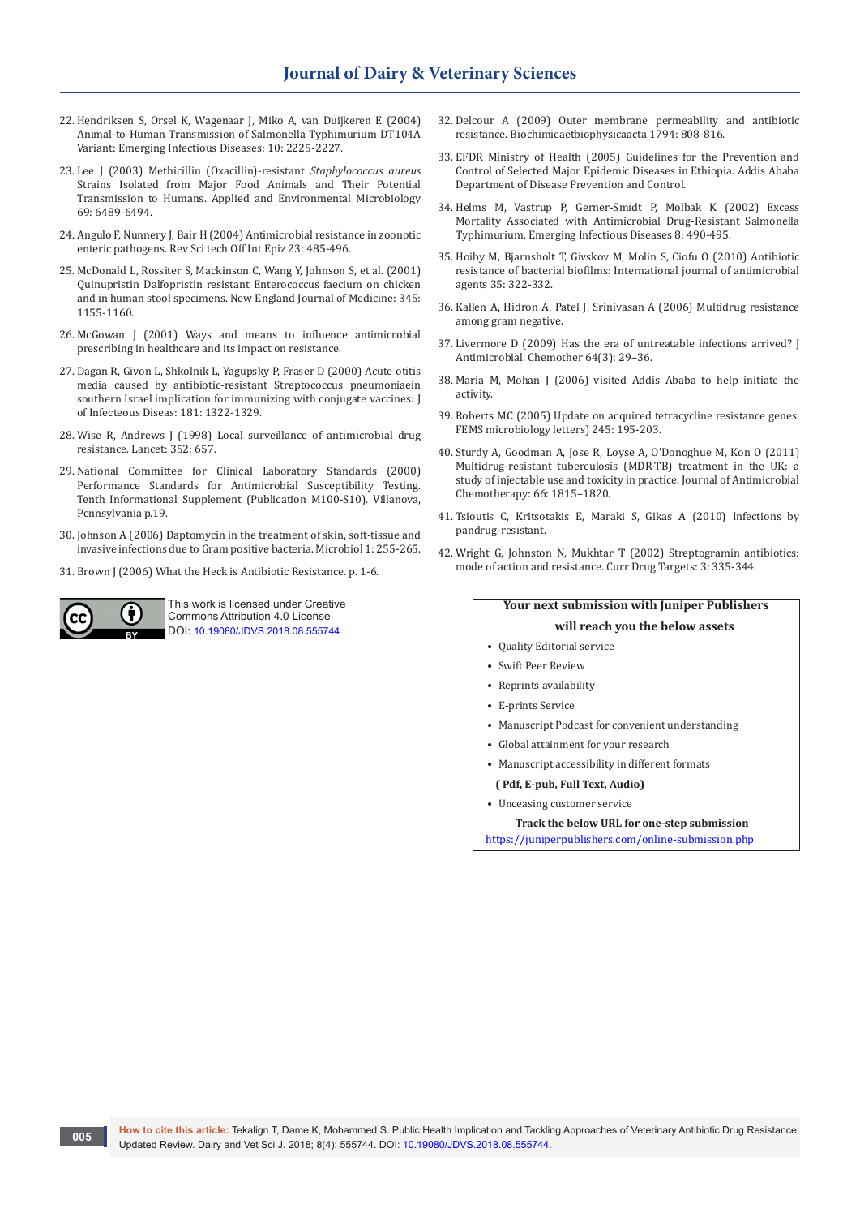22. Hendriksen S, Orsel K, Wagenaar J, Miko A, van Duijkeren E (2004) Animal-to-Human Transmission of Salmonella Typhimurium DT104A Variant: Emerging Infectious Diseases: 10: 2225-2227.

23. Lee J (2003) Methicillin (Oxacillin)-resistant *Staphylococcus aureus* Strains Isolated from Major Food Animals and Their Potential Transmission to Humans. Applied and Environmental Microbiology 69: 6489-6494.

24. Angulo F, Nunnery J, Bair H (2004) Antimicrobial resistance in zoonotic enteric pathogens. Rev Sci tech Off Int Epiz 23: 485-496.

25. McDonald L, Rossiter S, Mackinson C, Wang Y, Johnson S, et al. (2001) Quinupristin Dalfopristin resistant Enterococcus faecium on chicken and in human stool specimens. New England Journal of Medicine: 345: 1155-1160.

26. McGowan J (2001) Ways and means to influence antimicrobial prescribing in healthcare and its impact on resistance.

27. Dagan R, Givon L, Shkolnik L, Yagupsky P, Fraser D (2000) Acute otitis media caused by antibiotic-resistant Streptococcus pneumoniaein southern Israel implication for immunizing with conjugate vaccines: J of Infecteous Diseas: 181: 1322-1329.

28. Wise R, Andrews J (1998) Local surveillance of antimicrobial drug resistance. Lancet: 352: 657.

29. National Committee for Clinical Laboratory Standards (2000) Performance Standards for Antimicrobial Susceptibility Testing. Tenth Informational Supplement (Publication M100-S10). Villanova, Pennsylvania p.19.

30. Johnson A (2006) Daptomycin in the treatment of skin, soft-tissue and invasive infections due to Gram positive bacteria. Microbiol 1: 255-265.

31. Brown J (2006) What the Heck is Antibiotic Resistance. p. 1-6.

32. Delcour A (2009) Outer membrane permeability and antibiotic resistance. Biochimicaetbiophysicaacta 1794: 808-816.

33. EFDR Ministry of Health (2005) Guidelines for the Prevention and Control of Selected Major Epidemic Diseases in Ethiopia. Addis Ababa Department of Disease Prevention and Control.

34. Helms M, Vastrup P, Gerner-Smidt P, Molbak K (2002) Excess Mortality Associated with Antimicrobial Drug-Resistant Salmonella Typhimurium. Emerging Infectious Diseases 8: 490-495.

35. Hoiby M, Bjarnsholt T, Givskov M, Molin S, Ciofu O (2010) Antibiotic resistance of bacterial biofilms: International journal of antimicrobial agents 35: 322-332.

36. Kallen A, Hidron A, Patel J, Srinivasan A (2006) Multidrug resistance among gram negative.

37. Livermore D (2009) Has the era of untreatable infections arrived? J Antimicrobial. Chemother 64(3): 29–36.

38. Maria M, Mohan J (2006) visited Addis Ababa to help initiate the activity.

39. Roberts MC (2005) Update on acquired tetracycline resistance genes. FEMS microbiology letters) 245: 195-203.

40. Sturdy A, Goodman A, Jose R, Loyse A, O'Donoghue M, Kon O (2011) Multidrug-resistant tuberculosis (MDR-TB) treatment in the UK: a study of injectable use and toxicity in practice. Journal of Antimicrobial Chemotherapy: 66: 1815–1820.

41. Tsioutis C, Kritsotakis E, Maraki S, Gikas A (2010) Infections by pandrug-resistant.

42. Wright G, Johnston N, Mukhtar T (2002) Streptogramin antibiotics: mode of action and resistance. Curr Drug Targets: 3: 335-344.

This work is licensed under Creative Commons Attribution 4.0 License
DOI: 10.19080/JDVS.2018.08.555744

**Your next submission with Juniper Publishers will reach you the below assets**

- Quality Editorial service
- Swift Peer Review
- Reprints availability
- E-prints Service
- Manuscript Podcast for convenient understanding
- Global attainment for your research
- Manuscript accessibility in different formats

**( Pdf, E-pub, Full Text, Audio)**

- Unceasing customer service

**Track the below URL for one-step submission**
https://juniperpublishers.com/online-submission.php

**How to cite this article:** Tekalign T, Dame K, Mohammed S. Public Health Implication and Tackling Approaches of Veterinary Antibiotic Drug Resistance: Updated Review. Dairy and Vet Sci J. 2018; 8(4): 555744. DOI: 10.19080/JDVS.2018.08.555744.